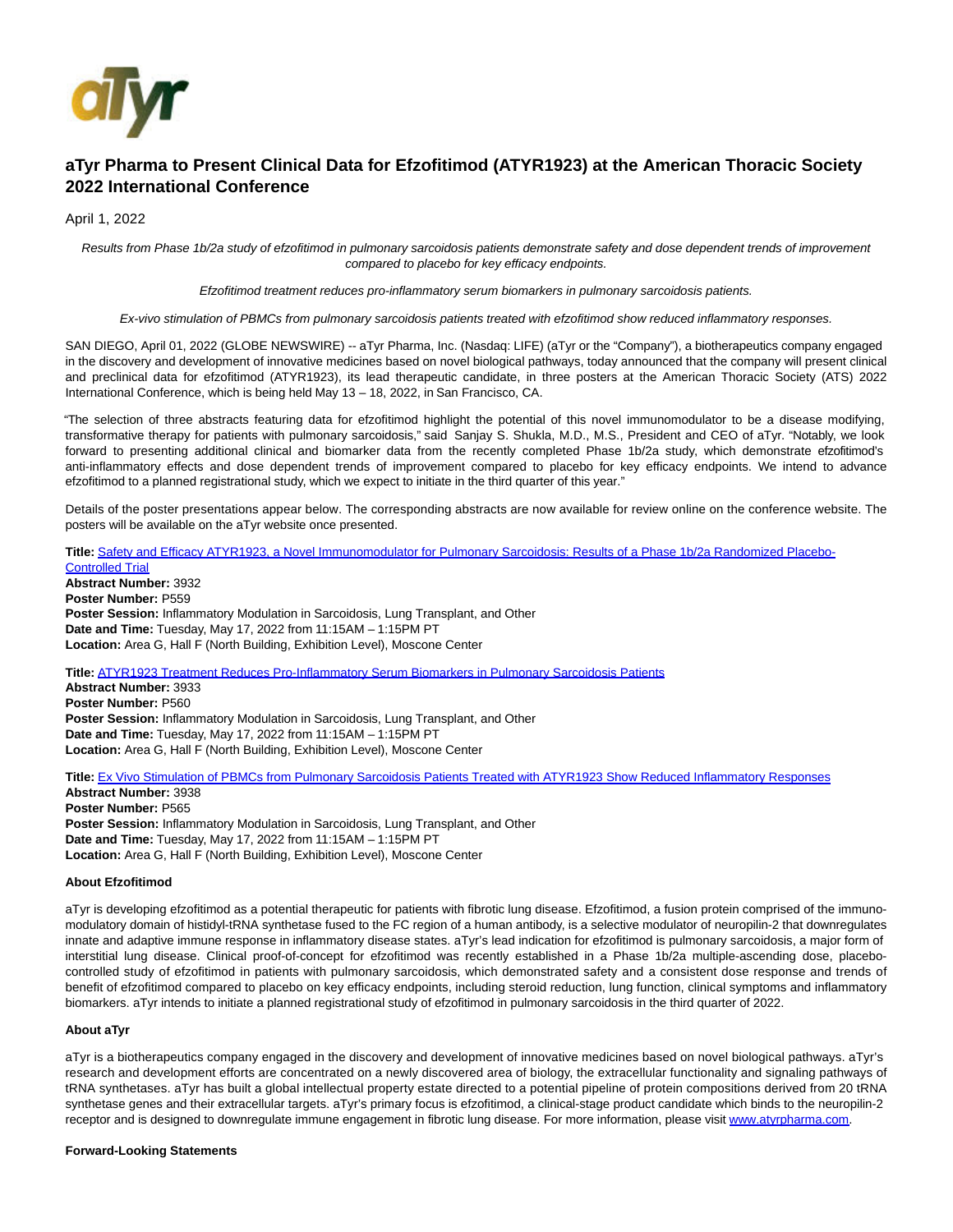# aTyr Pharma to Present Clinical Data for Efzofitimod (ATYR1923) at the American Thoracic Society 2022 International Conference

April 1, 2022

*Results from Phase 1b/2a study of efzofitimod in pulmonary sarcoidosis patients demonstrate safety and dose dependent trends of improvement compared to placebo for key efficacy endpoints.*

*Efzofitimod treatment reduces pro-inflammatory serum biomarkers in pulmonary sarcoidosis patients.*

*Ex-vivo stimulation of PBMCs from pulmonary sarcoidosis patients treated with efzofitimod show reduced inflammatory responses.*

SAN DIEGO, April 01, 2022 (GLOBE NEWSWIRE) -- aTyr Pharma, Inc. (Nasdaq: LIFE) (aTyr or the "Company"), a biotherapeutics company engaged in the discovery and development of innovative medicines based on novel biological pathways, today announced that the company will present clinical and preclinical data for efzofitimod (ATYR1923), its lead therapeutic candidate, in three posters at the American Thoracic Society (ATS) 2022 International Conference, which is being held May 13 – 18, 2022, in San Francisco, CA.

"The selection of three abstracts featuring data for efzofitimod highlight the potential of this novel immunomodulator to be a disease modifying, transformative therapy for patients with pulmonary sarcoidosis," said Sanjay S. Shukla, M.D., M.S., President and CEO of aTyr. "Notably, we look forward to presenting additional clinical and biomarker data from the recently completed Phase 1b/2a study, which demonstrate efzofitimod's anti-inflammatory effects and dose dependent trends of improvement compared to placebo for key efficacy endpoints. We intend to advance efzofitimod to a planned registrational study, which we expect to initiate in the third quarter of this year."

Details of the poster presentations appear below. The corresponding abstracts are now available for review online on the conference website. The posters will be available on the aTyr website once presented.

**Title:** Safety and Efficacy ATYR1923, a Novel Immunomodulator for Pulmonary Sarcoidosis: Results of a Phase 1b/2a Randomized Placebo-Controlled Trial
**Abstract Number:** 3932
**Poster Number:** P559
**Poster Session:** Inflammatory Modulation in Sarcoidosis, Lung Transplant, and Other
**Date and Time:** Tuesday, May 17, 2022 from 11:15AM – 1:15PM PT
**Location:** Area G, Hall F (North Building, Exhibition Level), Moscone Center

**Title:** ATYR1923 Treatment Reduces Pro-Inflammatory Serum Biomarkers in Pulmonary Sarcoidosis Patients
**Abstract Number:** 3933
**Poster Number:** P560
**Poster Session:** Inflammatory Modulation in Sarcoidosis, Lung Transplant, and Other
**Date and Time:** Tuesday, May 17, 2022 from 11:15AM – 1:15PM PT
**Location:** Area G, Hall F (North Building, Exhibition Level), Moscone Center

**Title:** Ex Vivo Stimulation of PBMCs from Pulmonary Sarcoidosis Patients Treated with ATYR1923 Show Reduced Inflammatory Responses
**Abstract Number:** 3938
**Poster Number:** P565
**Poster Session:** Inflammatory Modulation in Sarcoidosis, Lung Transplant, and Other
**Date and Time:** Tuesday, May 17, 2022 from 11:15AM – 1:15PM PT
**Location:** Area G, Hall F (North Building, Exhibition Level), Moscone Center

**About Efzofitimod**

aTyr is developing efzofitimod as a potential therapeutic for patients with fibrotic lung disease. Efzofitimod, a fusion protein comprised of the immuno-modulatory domain of histidyl-tRNA synthetase fused to the FC region of a human antibody, is a selective modulator of neuropilin-2 that downregulates innate and adaptive immune response in inflammatory disease states. aTyr's lead indication for efzofitimod is pulmonary sarcoidosis, a major form of interstitial lung disease. Clinical proof-of-concept for efzofitimod was recently established in a Phase 1b/2a multiple-ascending dose, placebo-controlled study of efzofitimod in patients with pulmonary sarcoidosis, which demonstrated safety and a consistent dose response and trends of benefit of efzofitimod compared to placebo on key efficacy endpoints, including steroid reduction, lung function, clinical symptoms and inflammatory biomarkers. aTyr intends to initiate a planned registrational study of efzofitimod in pulmonary sarcoidosis in the third quarter of 2022.

**About aTyr**

aTyr is a biotherapeutics company engaged in the discovery and development of innovative medicines based on novel biological pathways. aTyr's research and development efforts are concentrated on a newly discovered area of biology, the extracellular functionality and signaling pathways of tRNA synthetases. aTyr has built a global intellectual property estate directed to a potential pipeline of protein compositions derived from 20 tRNA synthetase genes and their extracellular targets. aTyr's primary focus is efzofitimod, a clinical-stage product candidate which binds to the neuropilin-2 receptor and is designed to downregulate immune engagement in fibrotic lung disease. For more information, please visit www.atyrpharma.com.

**Forward-Looking Statements**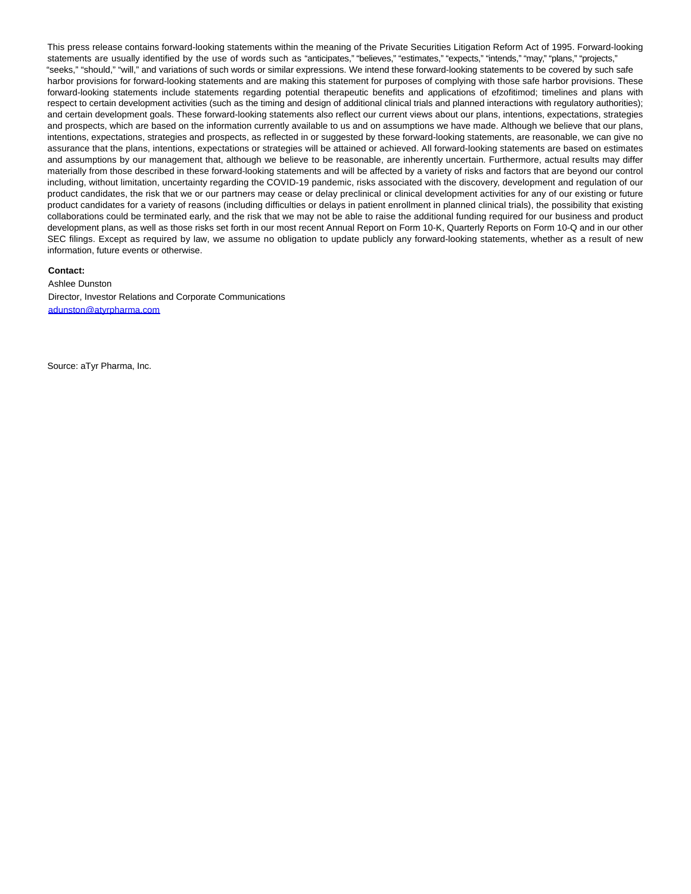This press release contains forward-looking statements within the meaning of the Private Securities Litigation Reform Act of 1995. Forward-looking statements are usually identified by the use of words such as “anticipates,” “believes,” “estimates,” “expects,” “intends,” “may,” “plans,” “projects,” “seeks,” “should,” “will,” and variations of such words or similar expressions. We intend these forward-looking statements to be covered by such safe harbor provisions for forward-looking statements and are making this statement for purposes of complying with those safe harbor provisions. These forward-looking statements include statements regarding potential therapeutic benefits and applications of efzofitimod; timelines and plans with respect to certain development activities (such as the timing and design of additional clinical trials and planned interactions with regulatory authorities); and certain development goals. These forward-looking statements also reflect our current views about our plans, intentions, expectations, strategies and prospects, which are based on the information currently available to us and on assumptions we have made. Although we believe that our plans, intentions, expectations, strategies and prospects, as reflected in or suggested by these forward-looking statements, are reasonable, we can give no assurance that the plans, intentions, expectations or strategies will be attained or achieved. All forward-looking statements are based on estimates and assumptions by our management that, although we believe to be reasonable, are inherently uncertain. Furthermore, actual results may differ materially from those described in these forward-looking statements and will be affected by a variety of risks and factors that are beyond our control including, without limitation, uncertainty regarding the COVID-19 pandemic, risks associated with the discovery, development and regulation of our product candidates, the risk that we or our partners may cease or delay preclinical or clinical development activities for any of our existing or future product candidates for a variety of reasons (including difficulties or delays in patient enrollment in planned clinical trials), the possibility that existing collaborations could be terminated early, and the risk that we may not be able to raise the additional funding required for our business and product development plans, as well as those risks set forth in our most recent Annual Report on Form 10-K, Quarterly Reports on Form 10-Q and in our other SEC filings. Except as required by law, we assume no obligation to update publicly any forward-looking statements, whether as a result of new information, future events or otherwise.

**Contact:**

Ashlee Dunston
Director, Investor Relations and Corporate Communications
adunston@atyrpharma.com

Source: aTyr Pharma, Inc.